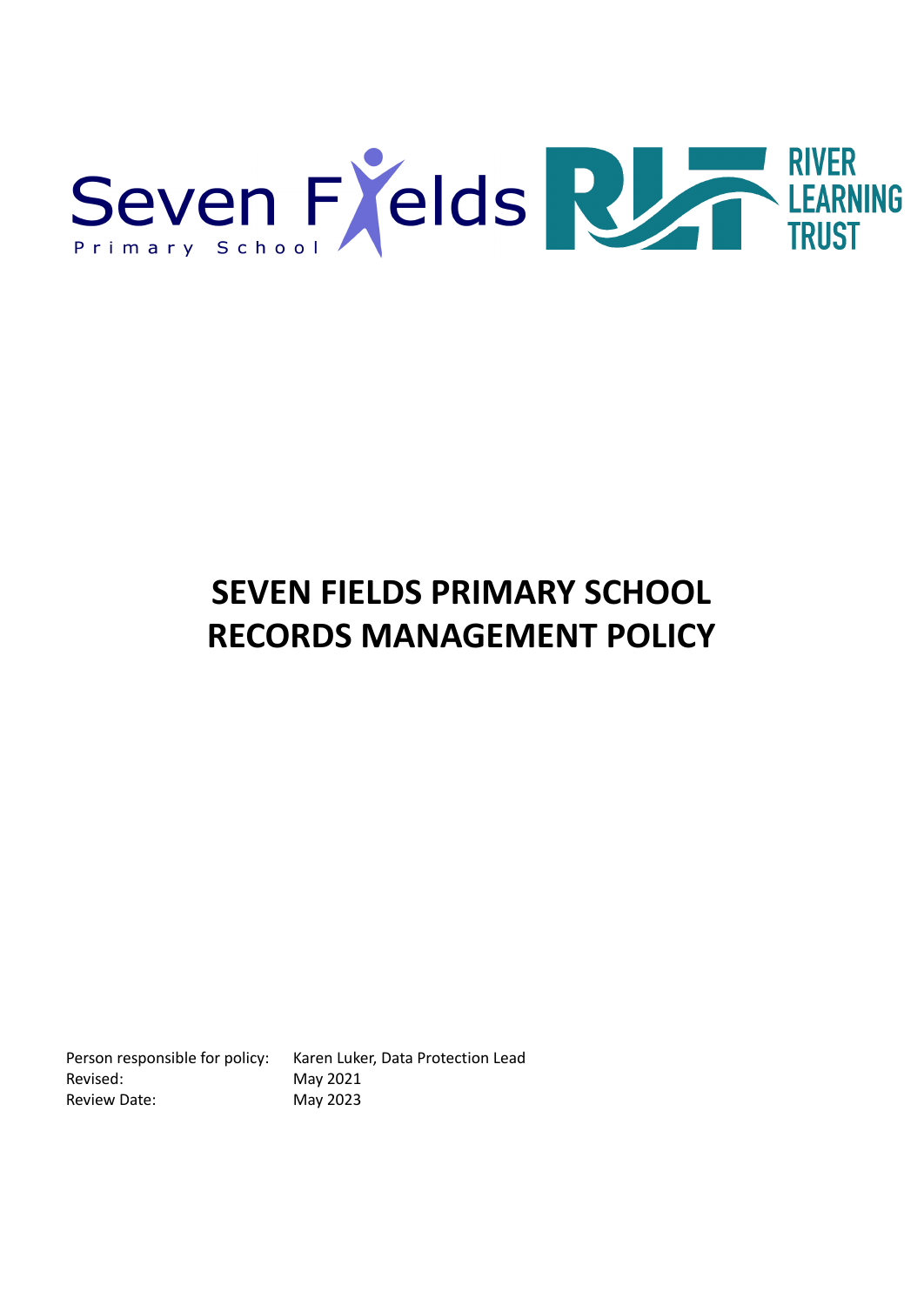Seven Fields Primary School

RIVER LEARNING TRUST

# SEVEN FIELDS PRIMARY SCHOOL
# RECORDS MANAGEMENT POLICY

| | |
|---|---|
| Person responsible for policy: | Karen Luker, Data Protection Lead |
| Revised: | May 2021 |
| Review Date: | May 2023 |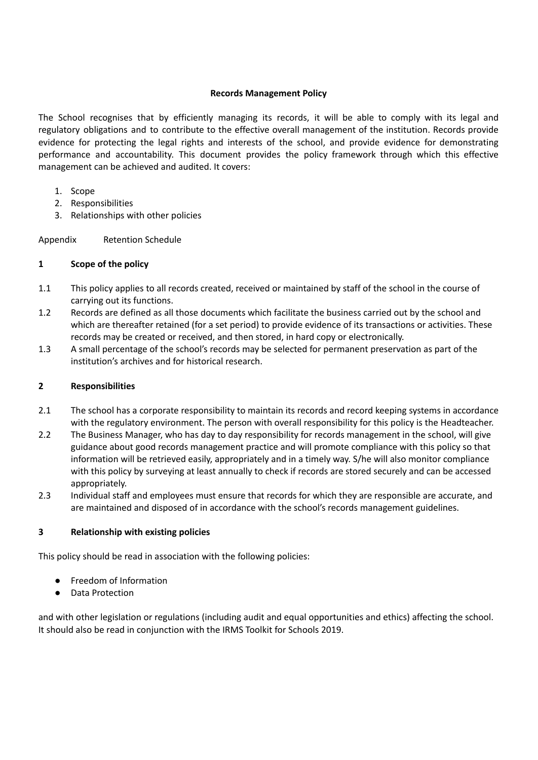**Records Management Policy**

The School recognises that by efficiently managing its records, it will be able to comply with its legal and regulatory obligations and to contribute to the effective overall management of the institution. Records provide evidence for protecting the legal rights and interests of the school, and provide evidence for demonstrating performance and accountability. This document provides the policy framework through which this effective management can be achieved and audited. It covers:

1. Scope
2. Responsibilities
3. Relationships with other policies

Appendix Retention Schedule

## 1 Scope of the policy

1.1 This policy applies to all records created, received or maintained by staff of the school in the course of carrying out its functions.

1.2 Records are defined as all those documents which facilitate the business carried out by the school and which are thereafter retained (for a set period) to provide evidence of its transactions or activities. These records may be created or received, and then stored, in hard copy or electronically.

1.3 A small percentage of the school's records may be selected for permanent preservation as part of the institution's archives and for historical research.

## 2 Responsibilities

2.1 The school has a corporate responsibility to maintain its records and record keeping systems in accordance with the regulatory environment. The person with overall responsibility for this policy is the Headteacher.

2.2 The Business Manager, who has day to day responsibility for records management in the school, will give guidance about good records management practice and will promote compliance with this policy so that information will be retrieved easily, appropriately and in a timely way. S/he will also monitor compliance with this policy by surveying at least annually to check if records are stored securely and can be accessed appropriately.

2.3 Individual staff and employees must ensure that records for which they are responsible are accurate, and are maintained and disposed of in accordance with the school's records management guidelines.

## 3 Relationship with existing policies

This policy should be read in association with the following policies:

- Freedom of Information
- Data Protection

and with other legislation or regulations (including audit and equal opportunities and ethics) affecting the school. It should also be read in conjunction with the IRMS Toolkit for Schools 2019.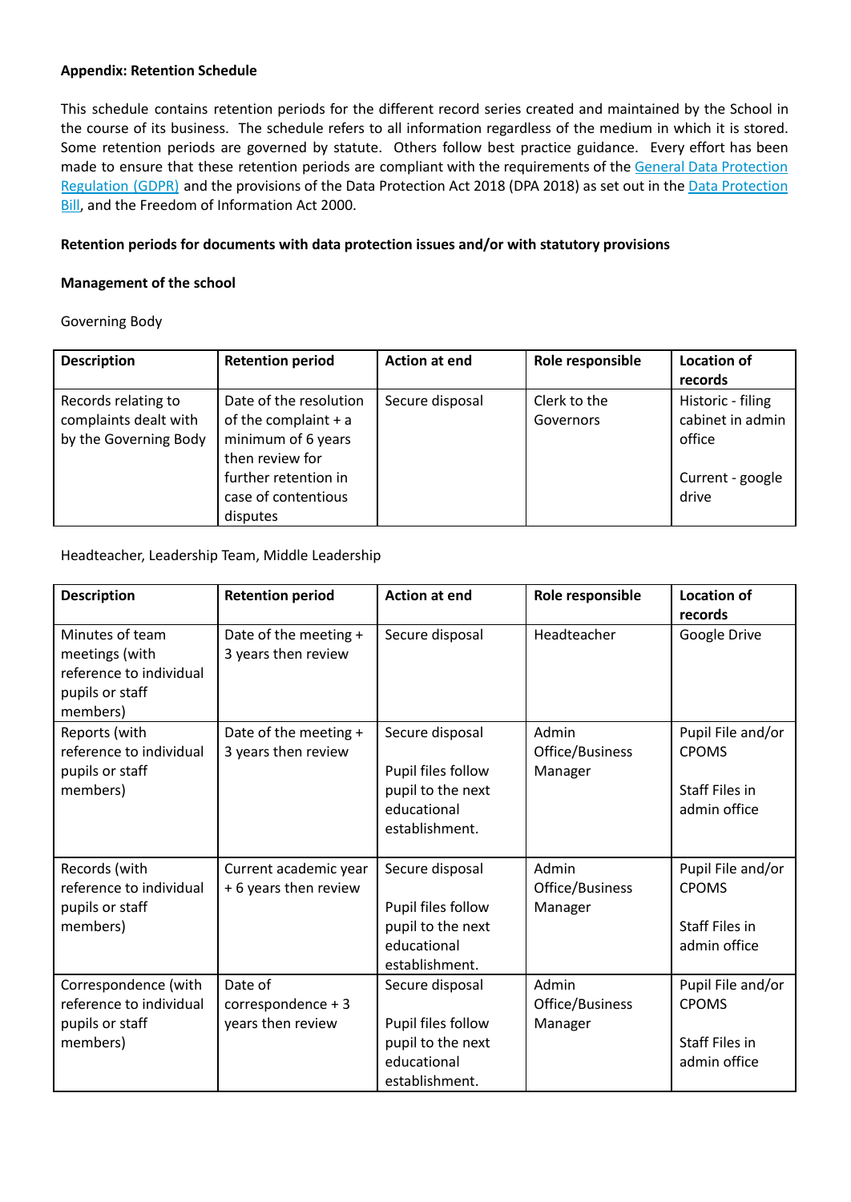**Appendix: Retention Schedule**

This schedule contains retention periods for the different record series created and maintained by the School in the course of its business. The schedule refers to all information regardless of the medium in which it is stored. Some retention periods are governed by statute. Others follow best practice guidance. Every effort has been made to ensure that these retention periods are compliant with the requirements of the [General Data Protection Regulation (GDPR)]() and the provisions of the Data Protection Act 2018 (DPA 2018) as set out in the [Data Protection Bill](), and the Freedom of Information Act 2000.

**Retention periods for documents with data protection issues and/or with statutory provisions**

**Management of the school**

Governing Body

| **Description** | **Retention period** | **Action at end** | **Role responsible** | **Location of records** |
|---|---|---|---|---|
| Records relating to complaints dealt with by the Governing Body | Date of the resolution of the complaint + a minimum of 6 years then review for further retention in case of contentious disputes | Secure disposal | Clerk to the Governors | Historic - filing cabinet in admin office<br><br>Current - google drive |

Headteacher, Leadership Team, Middle Leadership

| **Description** | **Retention period** | **Action at end** | **Role responsible** | **Location of records** |
|---|---|---|---|---|
| Minutes of team meetings (with reference to individual pupils or staff members) | Date of the meeting + 3 years then review | Secure disposal | Headteacher | Google Drive |
| Reports (with reference to individual pupils or staff members) | Date of the meeting + 3 years then review | Secure disposal<br><br>Pupil files follow pupil to the next educational establishment. | Admin Office/Business Manager | Pupil File and/or CPOMS<br><br>Staff Files in admin office |
| Records (with reference to individual pupils or staff members) | Current academic year + 6 years then review | Secure disposal<br><br>Pupil files follow pupil to the next educational establishment. | Admin Office/Business Manager | Pupil File and/or CPOMS<br><br>Staff Files in admin office |
| Correspondence (with reference to individual pupils or staff members) | Date of correspondence + 3 years then review | Secure disposal<br><br>Pupil files follow pupil to the next educational establishment. | Admin Office/Business Manager | Pupil File and/or CPOMS<br><br>Staff Files in admin office |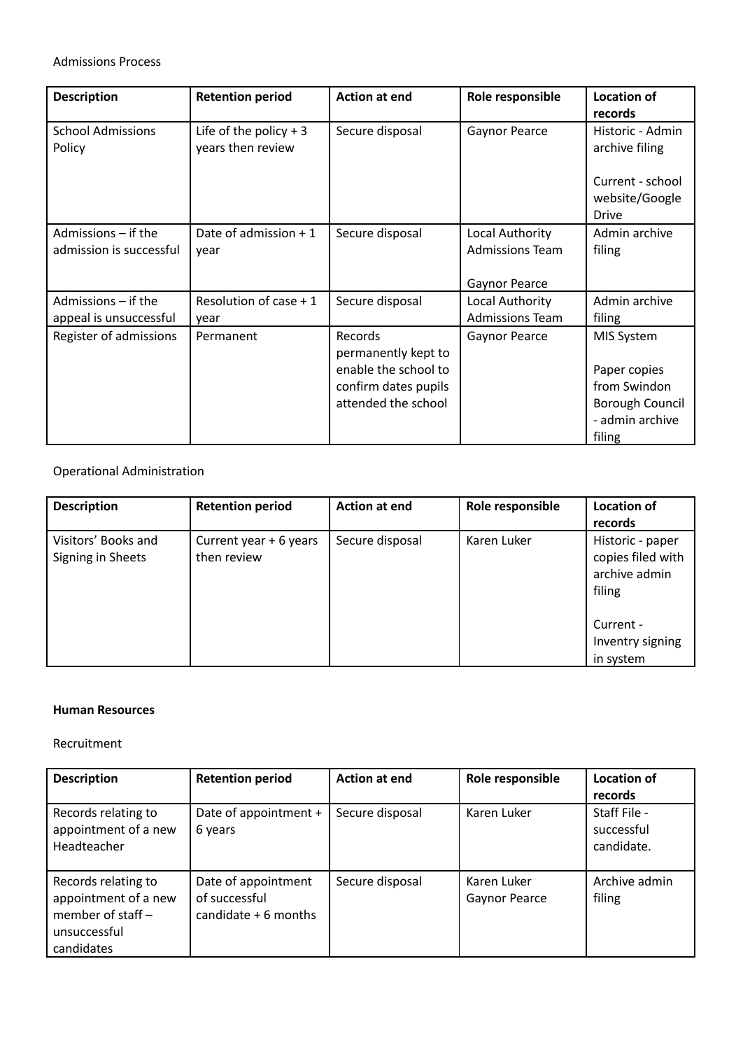Admissions Process

| Description | Retention period | Action at end | Role responsible | Location of records |
| --- | --- | --- | --- | --- |
| School Admissions Policy | Life of the policy + 3 years then review | Secure disposal | Gaynor Pearce | Historic - Admin archive filing<br><br>Current - school website/Google Drive |
| Admissions – if the admission is successful | Date of admission + 1 year | Secure disposal | Local Authority Admissions Team<br><br>Gaynor Pearce | Admin archive filing |
| Admissions – if the appeal is unsuccessful | Resolution of case + 1 year | Secure disposal | Local Authority Admissions Team | Admin archive filing |
| Register of admissions | Permanent | Records permanently kept to enable the school to confirm dates pupils attended the school | Gaynor Pearce | MIS System<br><br>Paper copies from Swindon Borough Council - admin archive filing |

Operational Administration

| Description | Retention period | Action at end | Role responsible | Location of records |
| --- | --- | --- | --- | --- |
| Visitors' Books and Signing in Sheets | Current year + 6 years then review | Secure disposal | Karen Luker | Historic - paper copies filed with archive admin filing<br><br>Current - Inventry signing in system |

**Human Resources**

Recruitment

| Description | Retention period | Action at end | Role responsible | Location of records |
| --- | --- | --- | --- | --- |
| Records relating to appointment of a new Headteacher | Date of appointment + 6 years | Secure disposal | Karen Luker | Staff File - successful candidate. |
| Records relating to appointment of a new member of staff – unsuccessful candidates | Date of appointment of successful candidate + 6 months | Secure disposal | Karen Luker<br>Gaynor Pearce | Archive admin filing |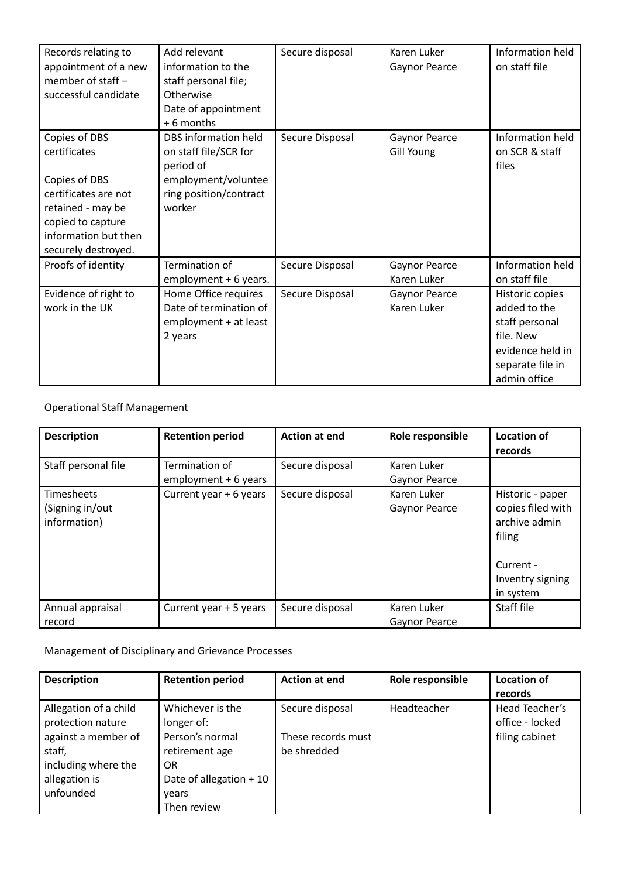| | | | | |
|---|---|---|---|---|
| Records relating to appointment of a new member of staff – successful candidate | Add relevant information to the staff personal file; Otherwise Date of appointment + 6 months | Secure disposal | Karen Luker Gaynor Pearce | Information held on staff file |
| Copies of DBS certificates<br><br>Copies of DBS certificates are not retained - may be copied to capture information but then securely destroyed. | DBS information held on staff file/SCR for period of employment/volunteering position/contract worker | Secure Disposal | Gaynor Pearce Gill Young | Information held on SCR & staff files |
| Proofs of identity | Termination of employment + 6 years. | Secure Disposal | Gaynor Pearce Karen Luker | Information held on staff file |
| Evidence of right to work in the UK | Home Office requires Date of termination of employment + at least 2 years | Secure Disposal | Gaynor Pearce Karen Luker | Historic copies added to the staff personal file. New evidence held in separate file in admin office |

Operational Staff Management

| Description | Retention period | Action at end | Role responsible | Location of records |
|---|---|---|---|---|
| Staff personal file | Termination of employment + 6 years | Secure disposal | Karen Luker Gaynor Pearce | |
| Timesheets (Signing in/out information) | Current year + 6 years | Secure disposal | Karen Luker Gaynor Pearce | Historic - paper copies filed with archive admin filing<br><br>Current - Inventry signing in system |
| Annual appraisal record | Current year + 5 years | Secure disposal | Karen Luker Gaynor Pearce | Staff file |

Management of Disciplinary and Grievance Processes

| Description | Retention period | Action at end | Role responsible | Location of records |
|---|---|---|---|---|
| Allegation of a child protection nature against a member of staff, including where the allegation is unfounded | Whichever is the longer of: Person's normal retirement age OR Date of allegation + 10 years Then review | Secure disposal<br><br>These records must be shredded | Headteacher | Head Teacher's office - locked filing cabinet |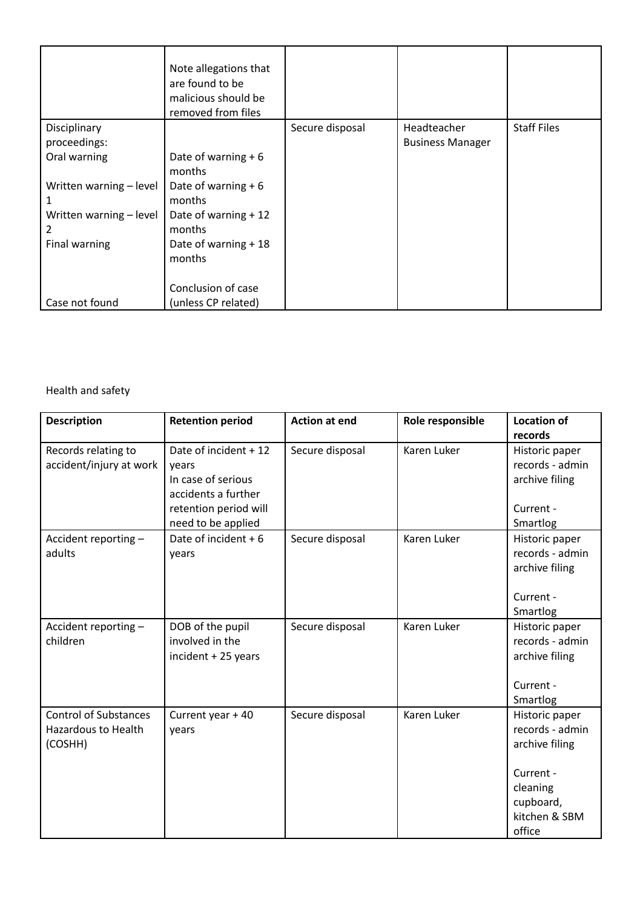| | | | | |
|---|---|---|---|---|
| | Note allegations that are found to be malicious should be removed from files | | | |
| Disciplinary proceedings:<br>Oral warning<br><br>Written warning – level 1<br>Written warning – level 2<br>Final warning<br><br><br>Case not found | <br><br>Date of warning + 6 months<br>Date of warning + 6 months<br>Date of warning + 12 months<br>Date of warning + 18 months<br><br>Conclusion of case (unless CP related) | Secure disposal | Headteacher<br>Business Manager | Staff Files |

Health and safety

| Description | Retention period | Action at end | Role responsible | Location of records |
|---|---|---|---|---|
| Records relating to accident/injury at work | Date of incident + 12 years<br>In case of serious accidents a further retention period will need to be applied | Secure disposal | Karen Luker | Historic paper records - admin archive filing<br><br>Current - Smartlog |
| Accident reporting – adults | Date of incident + 6 years | Secure disposal | Karen Luker | Historic paper records - admin archive filing<br><br>Current - Smartlog |
| Accident reporting – children | DOB of the pupil involved in the incident + 25 years | Secure disposal | Karen Luker | Historic paper records - admin archive filing<br><br>Current - Smartlog |
| Control of Substances Hazardous to Health (COSHH) | Current year + 40 years | Secure disposal | Karen Luker | Historic paper records - admin archive filing<br><br>Current - cleaning cupboard, kitchen & SBM office |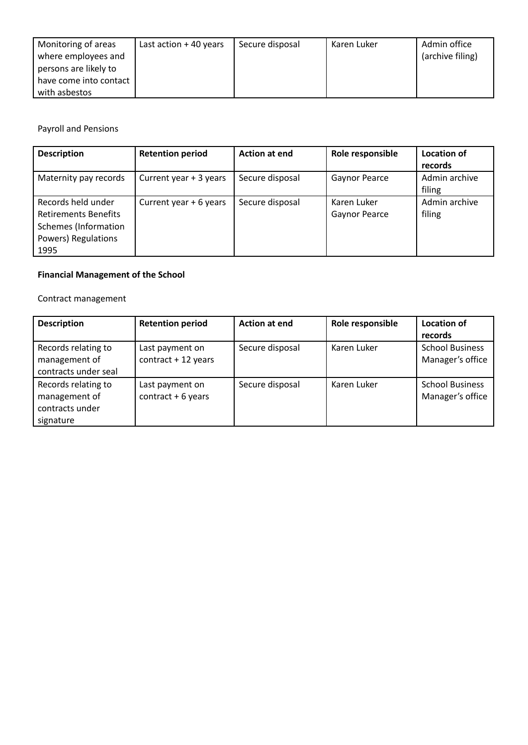| Monitoring of areas where employees and persons are likely to have come into contact with asbestos | Last action + 40 years | Secure disposal | Karen Luker | Admin office (archive filing) |
|---|---|---|---|---|

Payroll and Pensions

| **Description** | **Retention period** | **Action at end** | **Role responsible** | **Location of records** |
|---|---|---|---|---|
| Maternity pay records | Current year + 3 years | Secure disposal | Gaynor Pearce | Admin archive filing |
| Records held under Retirements Benefits Schemes (Information Powers) Regulations 1995 | Current year + 6 years | Secure disposal | Karen Luker Gaynor Pearce | Admin archive filing |

**Financial Management of the School**

Contract management

| **Description** | **Retention period** | **Action at end** | **Role responsible** | **Location of records** |
|---|---|---|---|---|
| Records relating to management of contracts under seal | Last payment on contract + 12 years | Secure disposal | Karen Luker | School Business Manager's office |
| Records relating to management of contracts under signature | Last payment on contract + 6 years | Secure disposal | Karen Luker | School Business Manager's office |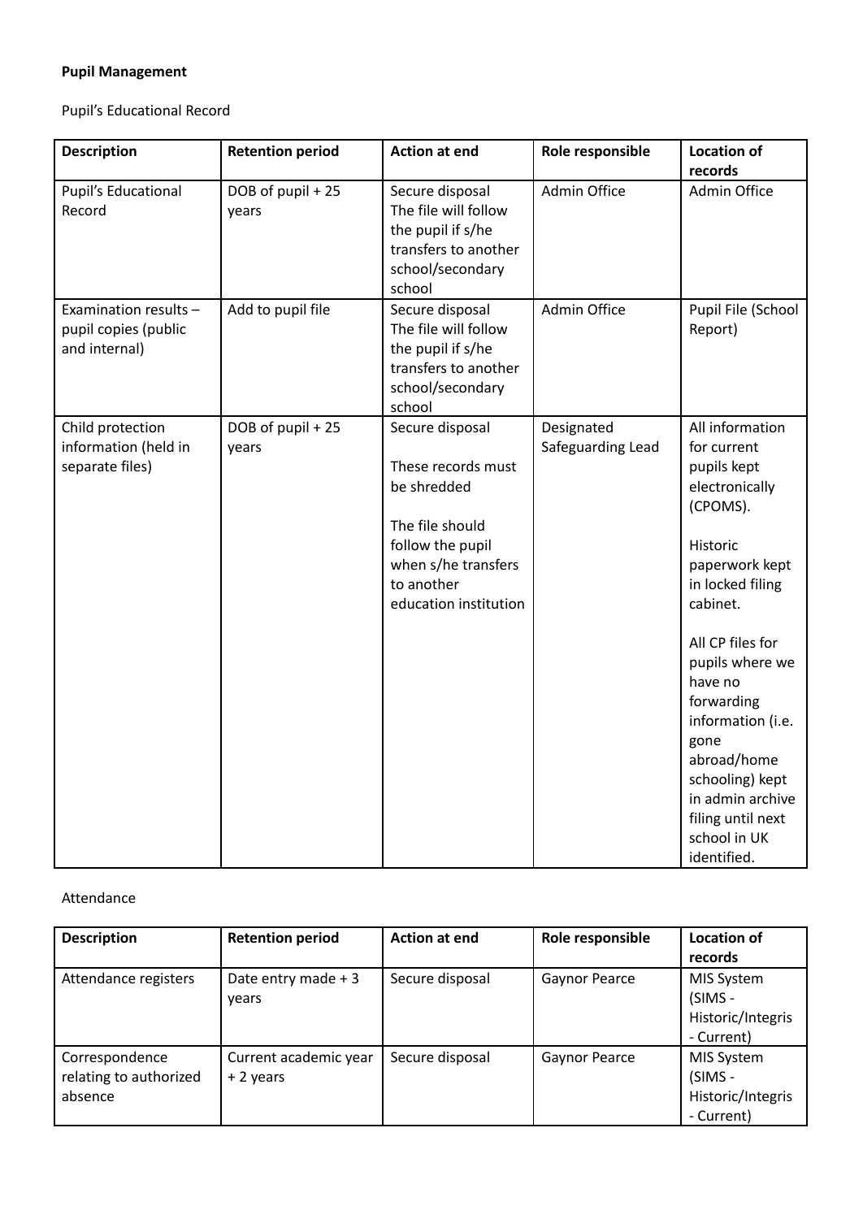**Pupil Management**

Pupil's Educational Record

| Description | Retention period | Action at end | Role responsible | Location of records |
|---|---|---|---|---|
| Pupil's Educational Record | DOB of pupil + 25 years | Secure disposal<br>The file will follow the pupil if s/he transfers to another school/secondary school | Admin Office | Admin Office |
| Examination results – pupil copies (public and internal) | Add to pupil file | Secure disposal<br>The file will follow the pupil if s/he transfers to another school/secondary school | Admin Office | Pupil File (School Report) |
| Child protection information (held in separate files) | DOB of pupil + 25 years | Secure disposal<br><br>These records must be shredded<br><br>The file should follow the pupil when s/he transfers to another education institution | Designated Safeguarding Lead | All information for current pupils kept electronically (CPOMS).<br><br>Historic paperwork kept in locked filing cabinet.<br><br>All CP files for pupils where we have no forwarding information (i.e. gone abroad/home schooling) kept in admin archive filing until next school in UK identified. |

Attendance

| Description | Retention period | Action at end | Role responsible | Location of records |
|---|---|---|---|---|
| Attendance registers | Date entry made + 3 years | Secure disposal | Gaynor Pearce | MIS System (SIMS - Historic/Integris - Current) |
| Correspondence relating to authorized absence | Current academic year + 2 years | Secure disposal | Gaynor Pearce | MIS System (SIMS - Historic/Integris - Current) |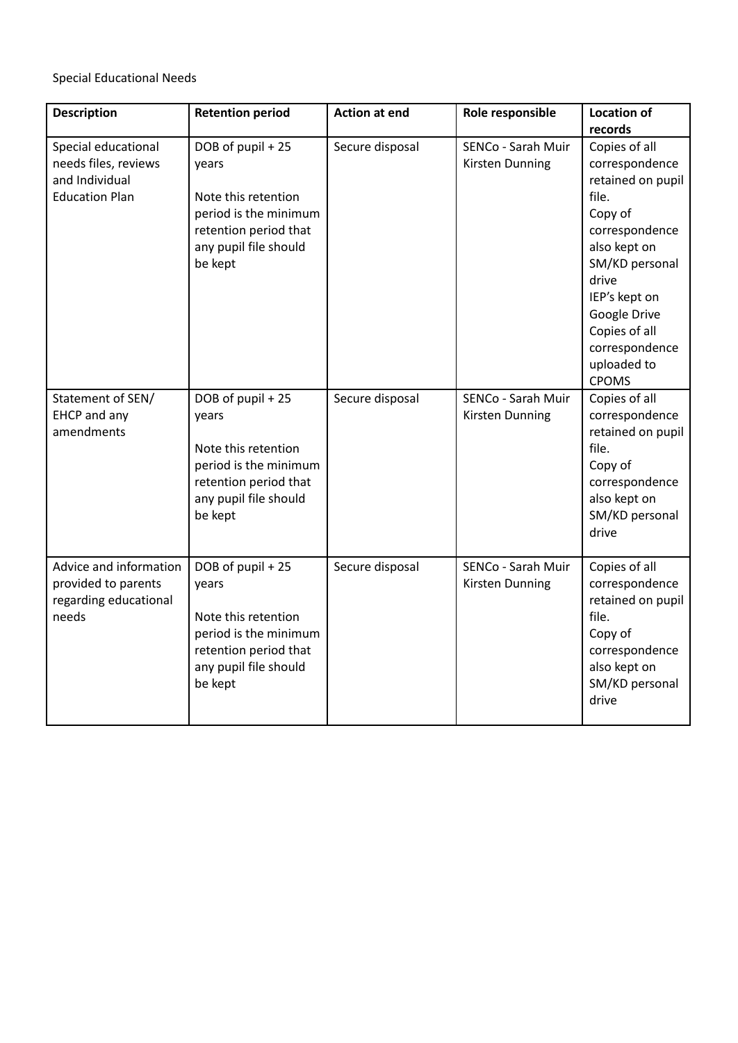Special Educational Needs

| Description | Retention period | Action at end | Role responsible | Location of records |
| --- | --- | --- | --- | --- |
| Special educational needs files, reviews and Individual Education Plan | DOB of pupil + 25 years<br><br>Note this retention period is the minimum retention period that any pupil file should be kept | Secure disposal | SENCo - Sarah Muir Kirsten Dunning | Copies of all correspondence retained on pupil file.<br>Copy of correspondence also kept on SM/KD personal drive<br>IEP's kept on Google Drive<br>Copies of all correspondence uploaded to CPOMS |
| Statement of SEN/ EHCP and any amendments | DOB of pupil + 25 years<br><br>Note this retention period is the minimum retention period that any pupil file should be kept | Secure disposal | SENCo - Sarah Muir Kirsten Dunning | Copies of all correspondence retained on pupil file.<br>Copy of correspondence also kept on SM/KD personal drive |
| Advice and information provided to parents regarding educational needs | DOB of pupil + 25 years<br><br>Note this retention period is the minimum retention period that any pupil file should be kept | Secure disposal | SENCo - Sarah Muir Kirsten Dunning | Copies of all correspondence retained on pupil file.<br>Copy of correspondence also kept on SM/KD personal drive |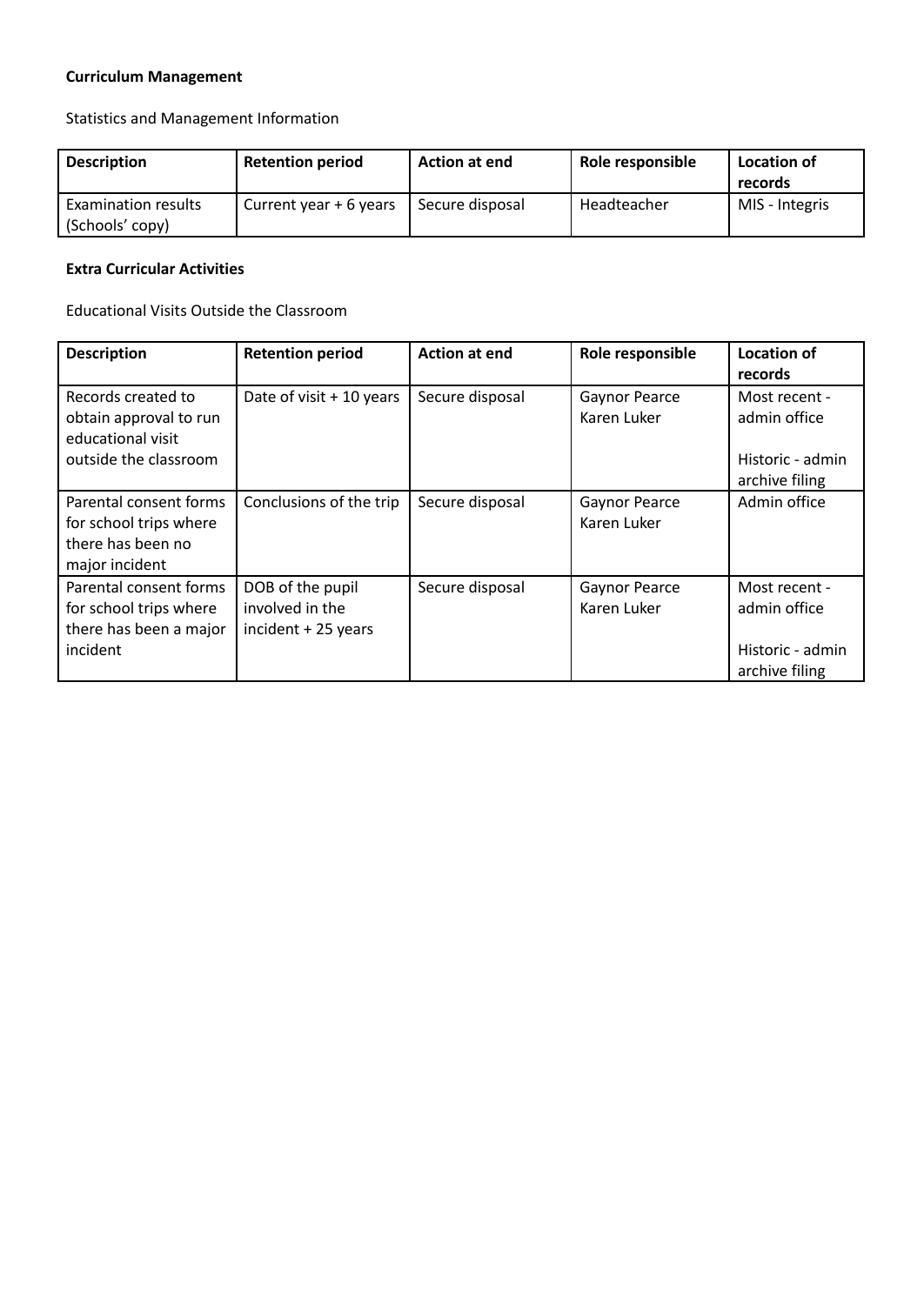**Curriculum Management**

Statistics and Management Information

| Description | Retention period | Action at end | Role responsible | Location of records |
| --- | --- | --- | --- | --- |
| Examination results (Schools' copy) | Current year + 6 years | Secure disposal | Headteacher | MIS - Integris |

**Extra Curricular Activities**

Educational Visits Outside the Classroom

| Description | Retention period | Action at end | Role responsible | Location of records |
| --- | --- | --- | --- | --- |
| Records created to obtain approval to run educational visit outside the classroom | Date of visit + 10 years | Secure disposal | Gaynor Pearce Karen Luker | Most recent - admin office<br><br>Historic - admin archive filing |
| Parental consent forms for school trips where there has been no major incident | Conclusions of the trip | Secure disposal | Gaynor Pearce Karen Luker | Admin office |
| Parental consent forms for school trips where there has been a major incident | DOB of the pupil involved in the incident + 25 years | Secure disposal | Gaynor Pearce Karen Luker | Most recent - admin office<br><br>Historic - admin archive filing |